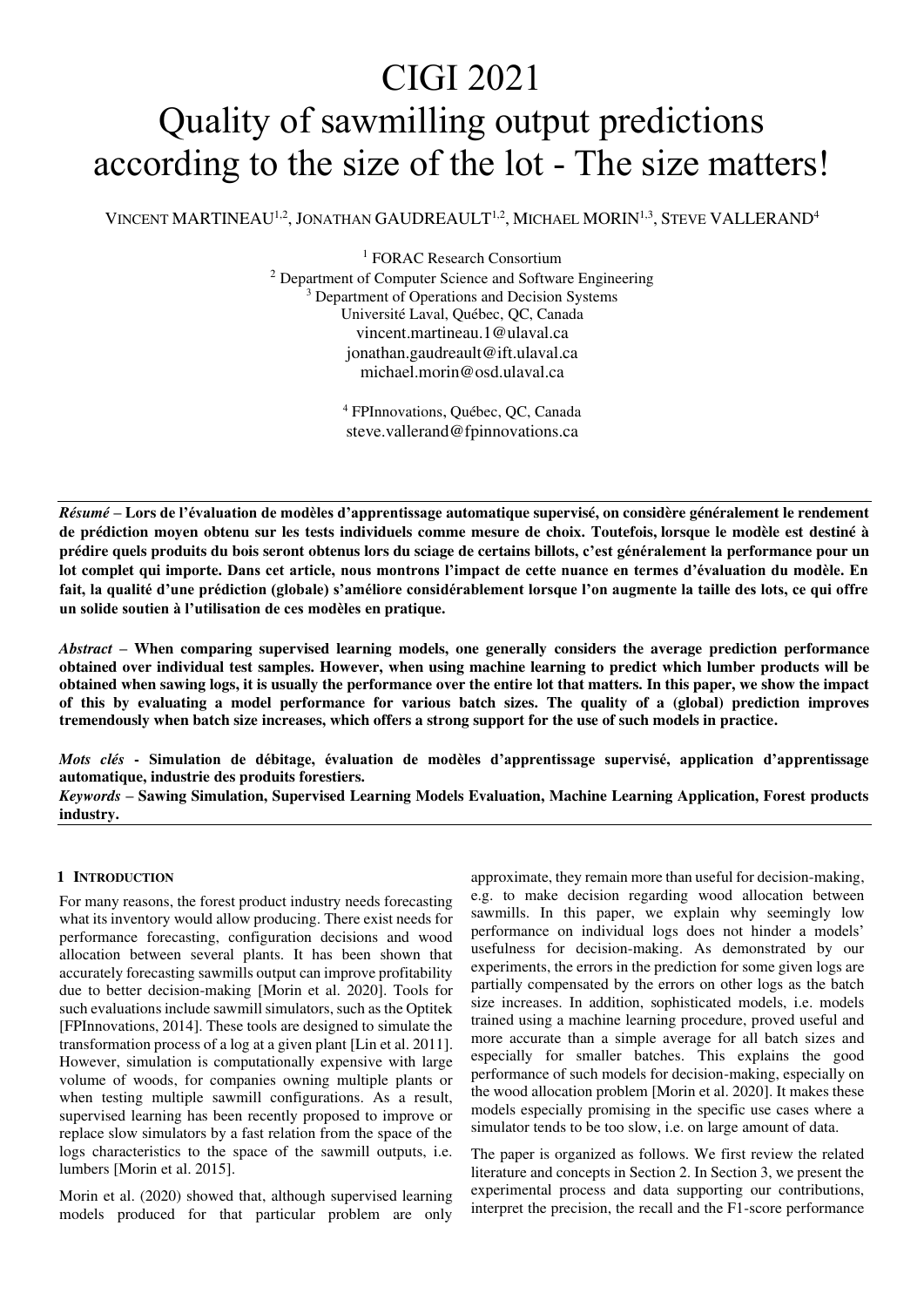# CIGI 2021
# Quality of sawmilling output predictions according to the size of the lot - The size matters!

VINCENT MARTINEAU[1,2], JONATHAN GAUDREAULT[1,2], MICHAEL MORIN[1,3], STEVE VALLERAND[4]

[1] FORAC Research Consortium
[2] Department of Computer Science and Software Engineering
[3] Department of Operations and Decision Systems
Université Laval, Québec, QC, Canada
vincent.martineau.1@ulaval.ca
jonathan.gaudreault@ift.ulaval.ca
michael.morin@osd.ulaval.ca

[4] FPInnovations, Québec, QC, Canada
steve.vallerand@fpinnovations.ca

***Résumé* – Lors de l'évaluation de modèles d'apprentissage automatique supervisé, on considère généralement le rendement de prédiction moyen obtenu sur les tests individuels comme mesure de choix. Toutefois, lorsque le modèle est destiné à prédire quels produits du bois seront obtenus lors du sciage de certains billots, c'est généralement la performance pour un lot complet qui importe. Dans cet article, nous montrons l'impact de cette nuance en termes d'évaluation du modèle. En fait, la qualité d'une prédiction (globale) s'améliore considérablement lorsque l'on augmente la taille des lots, ce qui offre un solide soutien à l'utilisation de ces modèles en pratique.**

***Abstract* – When comparing supervised learning models, one generally considers the average prediction performance obtained over individual test samples. However, when using machine learning to predict which lumber products will be obtained when sawing logs, it is usually the performance over the entire lot that matters. In this paper, we show the impact of this by evaluating a model performance for various batch sizes. The quality of a (global) prediction improves tremendously when batch size increases, which offers a strong support for the use of such models in practice.**

***Mots clés* - Simulation de débitage, évaluation de modèles d'apprentissage supervisé, application d'apprentissage automatique, industrie des produits forestiers.**
***Keywords* – Sawing Simulation, Supervised Learning Models Evaluation, Machine Learning Application, Forest products industry.**

## 1 INTRODUCTION

For many reasons, the forest product industry needs forecasting what its inventory would allow producing. There exist needs for performance forecasting, configuration decisions and wood allocation between several plants. It has been shown that accurately forecasting sawmills output can improve profitability due to better decision-making [Morin et al. 2020]. Tools for such evaluations include sawmill simulators, such as the Optitek [FPInnovations, 2014]. These tools are designed to simulate the transformation process of a log at a given plant [Lin et al. 2011]. However, simulation is computationally expensive with large volume of woods, for companies owning multiple plants or when testing multiple sawmill configurations. As a result, supervised learning has been recently proposed to improve or replace slow simulators by a fast relation from the space of the logs characteristics to the space of the sawmill outputs, i.e. lumbers [Morin et al. 2015].

Morin et al. (2020) showed that, although supervised learning models produced for that particular problem are only approximate, they remain more than useful for decision-making, e.g. to make decision regarding wood allocation between sawmills. In this paper, we explain why seemingly low performance on individual logs does not hinder a models' usefulness for decision-making. As demonstrated by our experiments, the errors in the prediction for some given logs are partially compensated by the errors on other logs as the batch size increases. In addition, sophisticated models, i.e. models trained using a machine learning procedure, proved useful and more accurate than a simple average for all batch sizes and especially for smaller batches. This explains the good performance of such models for decision-making, especially on the wood allocation problem [Morin et al. 2020]. It makes these models especially promising in the specific use cases where a simulator tends to be too slow, i.e. on large amount of data.

The paper is organized as follows. We first review the related literature and concepts in Section 2. In Section 3, we present the experimental process and data supporting our contributions, interpret the precision, the recall and the F1-score performance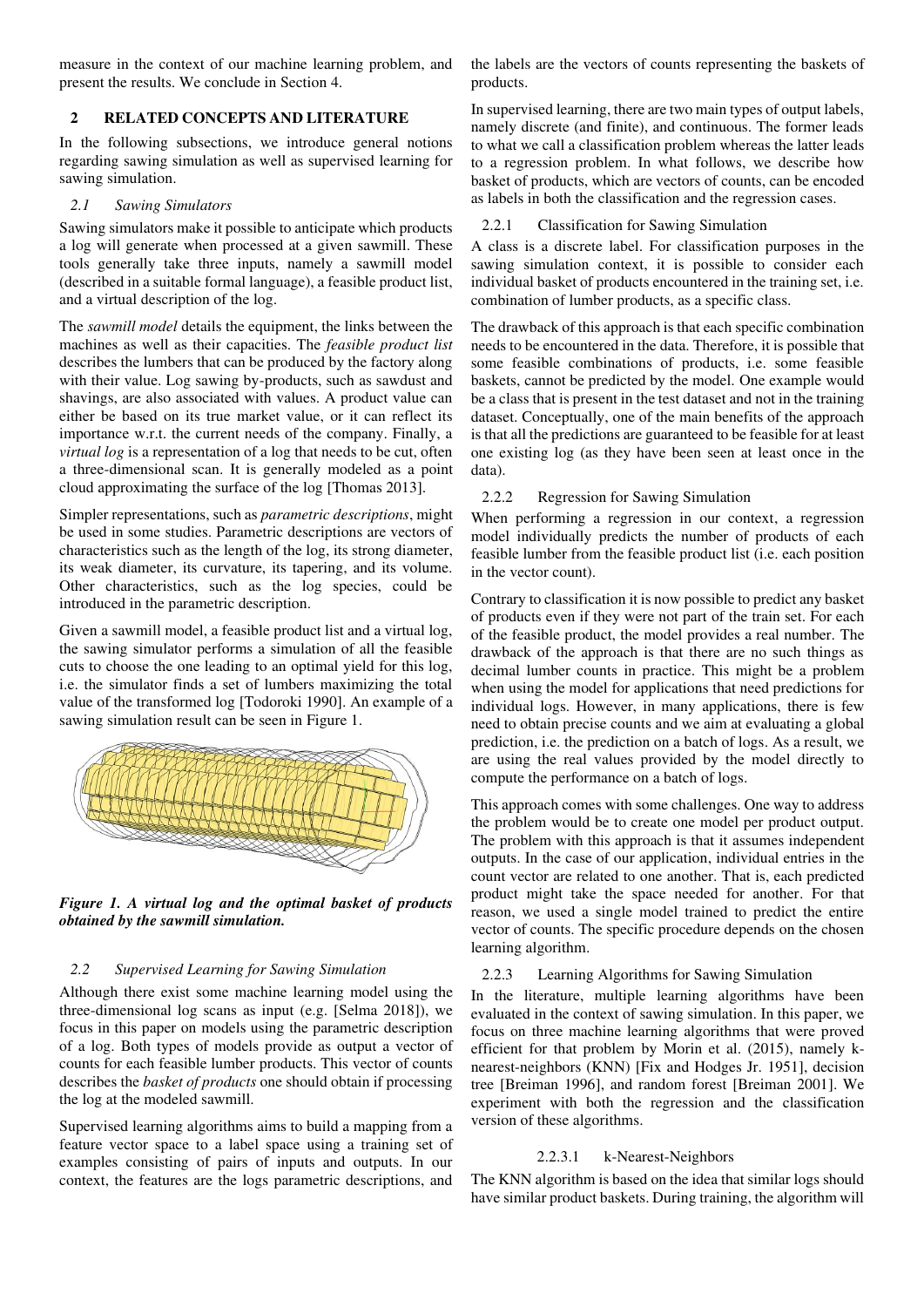measure in the context of our machine learning problem, and present the results. We conclude in Section 4.

## 2 RELATED CONCEPTS AND LITERATURE

In the following subsections, we introduce general notions regarding sawing simulation as well as supervised learning for sawing simulation.

### *2.1 Sawing Simulators*

Sawing simulators make it possible to anticipate which products a log will generate when processed at a given sawmill. These tools generally take three inputs, namely a sawmill model (described in a suitable formal language), a feasible product list, and a virtual description of the log.

The *sawmill model* details the equipment, the links between the machines as well as their capacities. The *feasible product list* describes the lumbers that can be produced by the factory along with their value. Log sawing by-products, such as sawdust and shavings, are also associated with values. A product value can either be based on its true market value, or it can reflect its importance w.r.t. the current needs of the company. Finally, a *virtual log* is a representation of a log that needs to be cut, often a three-dimensional scan. It is generally modeled as a point cloud approximating the surface of the log [Thomas 2013].

Simpler representations, such as *parametric descriptions*, might be used in some studies. Parametric descriptions are vectors of characteristics such as the length of the log, its strong diameter, its weak diameter, its curvature, its tapering, and its volume. Other characteristics, such as the log species, could be introduced in the parametric description.

Given a sawmill model, a feasible product list and a virtual log, the sawing simulator performs a simulation of all the feasible cuts to choose the one leading to an optimal yield for this log, i.e. the simulator finds a set of lumbers maximizing the total value of the transformed log [Todoroki 1990]. An example of a sawing simulation result can be seen in Figure 1.

***Figure 1. A virtual log and the optimal basket of products obtained by the sawmill simulation.***

### *2.2 Supervised Learning for Sawing Simulation*

Although there exist some machine learning model using the three-dimensional log scans as input (e.g. [Selma 2018]), we focus in this paper on models using the parametric description of a log. Both types of models provide as output a vector of counts for each feasible lumber products. This vector of counts describes the *basket of products* one should obtain if processing the log at the modeled sawmill.

Supervised learning algorithms aims to build a mapping from a feature vector space to a label space using a training set of examples consisting of pairs of inputs and outputs. In our context, the features are the logs parametric descriptions, and the labels are the vectors of counts representing the baskets of products.

In supervised learning, there are two main types of output labels, namely discrete (and finite), and continuous. The former leads to what we call a classification problem whereas the latter leads to a regression problem. In what follows, we describe how basket of products, which are vectors of counts, can be encoded as labels in both the classification and the regression cases.

#### 2.2.1 Classification for Sawing Simulation

A class is a discrete label. For classification purposes in the sawing simulation context, it is possible to consider each individual basket of products encountered in the training set, i.e. combination of lumber products, as a specific class.

The drawback of this approach is that each specific combination needs to be encountered in the data. Therefore, it is possible that some feasible combinations of products, i.e. some feasible baskets, cannot be predicted by the model. One example would be a class that is present in the test dataset and not in the training dataset. Conceptually, one of the main benefits of the approach is that all the predictions are guaranteed to be feasible for at least one existing log (as they have been seen at least once in the data).

#### 2.2.2 Regression for Sawing Simulation

When performing a regression in our context, a regression model individually predicts the number of products of each feasible lumber from the feasible product list (i.e. each position in the vector count).

Contrary to classification it is now possible to predict any basket of products even if they were not part of the train set. For each of the feasible product, the model provides a real number. The drawback of the approach is that there are no such things as decimal lumber counts in practice. This might be a problem when using the model for applications that need predictions for individual logs. However, in many applications, there is few need to obtain precise counts and we aim at evaluating a global prediction, i.e. the prediction on a batch of logs. As a result, we are using the real values provided by the model directly to compute the performance on a batch of logs.

This approach comes with some challenges. One way to address the problem would be to create one model per product output. The problem with this approach is that it assumes independent outputs. In the case of our application, individual entries in the count vector are related to one another. That is, each predicted product might take the space needed for another. For that reason, we used a single model trained to predict the entire vector of counts. The specific procedure depends on the chosen learning algorithm.

#### 2.2.3 Learning Algorithms for Sawing Simulation

In the literature, multiple learning algorithms have been evaluated in the context of sawing simulation. In this paper, we focus on three machine learning algorithms that were proved efficient for that problem by Morin et al. (2015), namely k-nearest-neighbors (KNN) [Fix and Hodges Jr. 1951], decision tree [Breiman 1996], and random forest [Breiman 2001]. We experiment with both the regression and the classification version of these algorithms.

##### 2.2.3.1 k-Nearest-Neighbors

The KNN algorithm is based on the idea that similar logs should have similar product baskets. During training, the algorithm will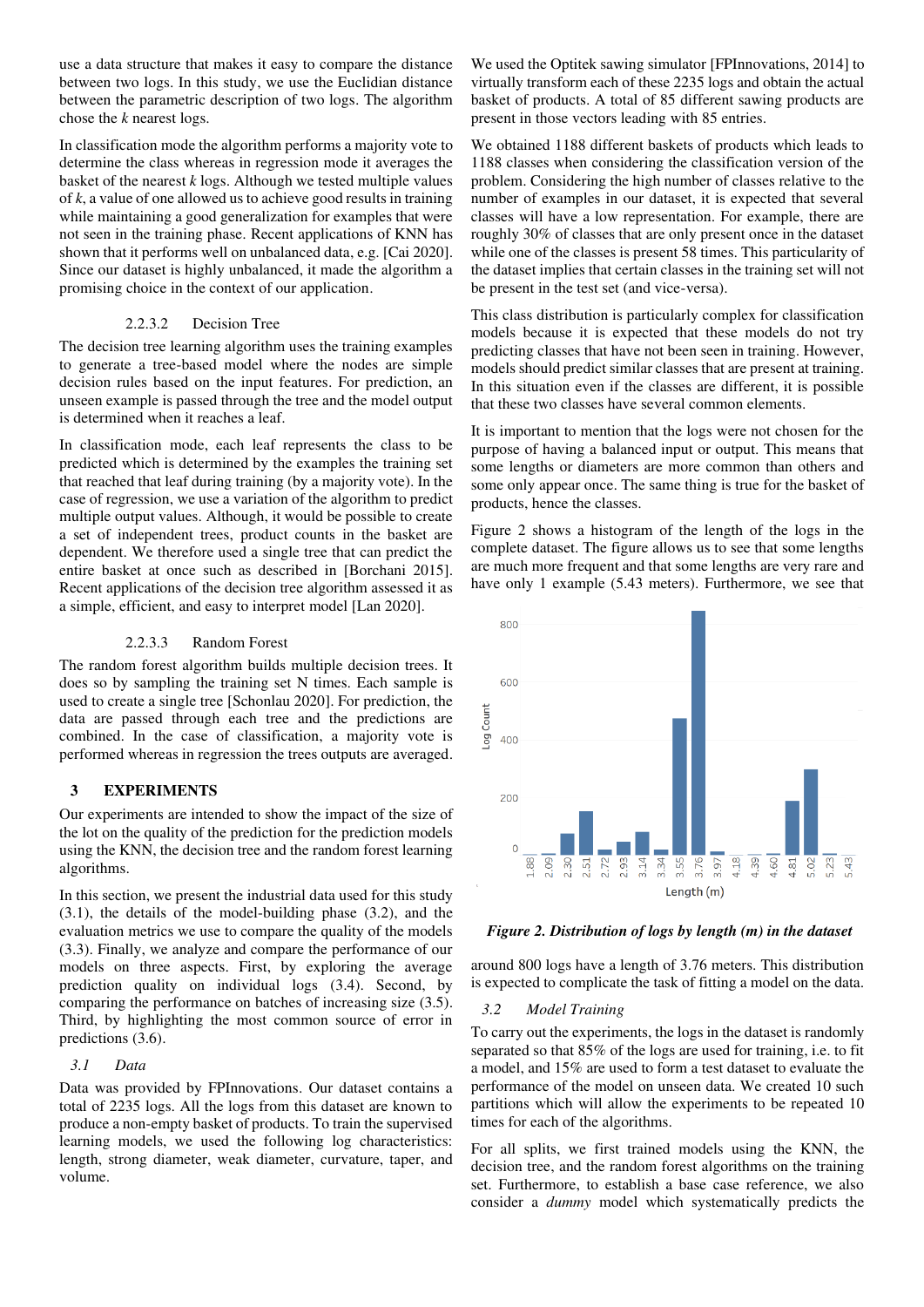use a data structure that makes it easy to compare the distance between two logs. In this study, we use the Euclidian distance between the parametric description of two logs. The algorithm chose the *k* nearest logs.

In classification mode the algorithm performs a majority vote to determine the class whereas in regression mode it averages the basket of the nearest *k* logs. Although we tested multiple values of *k*, a value of one allowed us to achieve good results in training while maintaining a good generalization for examples that were not seen in the training phase. Recent applications of KNN has shown that it performs well on unbalanced data, e.g. [Cai 2020]. Since our dataset is highly unbalanced, it made the algorithm a promising choice in the context of our application.

#### 2.2.3.2 Decision Tree

The decision tree learning algorithm uses the training examples to generate a tree-based model where the nodes are simple decision rules based on the input features. For prediction, an unseen example is passed through the tree and the model output is determined when it reaches a leaf.

In classification mode, each leaf represents the class to be predicted which is determined by the examples the training set that reached that leaf during training (by a majority vote). In the case of regression, we use a variation of the algorithm to predict multiple output values. Although, it would be possible to create a set of independent trees, product counts in the basket are dependent. We therefore used a single tree that can predict the entire basket at once such as described in [Borchani 2015]. Recent applications of the decision tree algorithm assessed it as a simple, efficient, and easy to interpret model [Lan 2020].

#### 2.2.3.3 Random Forest

The random forest algorithm builds multiple decision trees. It does so by sampling the training set N times. Each sample is used to create a single tree [Schonlau 2020]. For prediction, the data are passed through each tree and the predictions are combined. In the case of classification, a majority vote is performed whereas in regression the trees outputs are averaged.

## 3 EXPERIMENTS

Our experiments are intended to show the impact of the size of the lot on the quality of the prediction for the prediction models using the KNN, the decision tree and the random forest learning algorithms.

In this section, we present the industrial data used for this study (3.1), the details of the model-building phase (3.2), and the evaluation metrics we use to compare the quality of the models (3.3). Finally, we analyze and compare the performance of our models on three aspects. First, by exploring the average prediction quality on individual logs (3.4). Second, by comparing the performance on batches of increasing size (3.5). Third, by highlighting the most common source of error in predictions (3.6).

### *3.1 Data*

Data was provided by FPInnovations. Our dataset contains a total of 2235 logs. All the logs from this dataset are known to produce a non-empty basket of products. To train the supervised learning models, we used the following log characteristics: length, strong diameter, weak diameter, curvature, taper, and volume.

We used the Optitek sawing simulator [FPInnovations, 2014] to virtually transform each of these 2235 logs and obtain the actual basket of products. A total of 85 different sawing products are present in those vectors leading with 85 entries.

We obtained 1188 different baskets of products which leads to 1188 classes when considering the classification version of the problem. Considering the high number of classes relative to the number of examples in our dataset, it is expected that several classes will have a low representation. For example, there are roughly 30% of classes that are only present once in the dataset while one of the classes is present 58 times. This particularity of the dataset implies that certain classes in the training set will not be present in the test set (and vice-versa).

This class distribution is particularly complex for classification models because it is expected that these models do not try predicting classes that have not been seen in training. However, models should predict similar classes that are present at training. In this situation even if the classes are different, it is possible that these two classes have several common elements.

It is important to mention that the logs were not chosen for the purpose of having a balanced input or output. This means that some lengths or diameters are more common than others and some only appear once. The same thing is true for the basket of products, hence the classes.

Figure 2 shows a histogram of the length of the logs in the complete dataset. The figure allows us to see that some lengths are much more frequent and that some lengths are very rare and have only 1 example (5.43 meters). Furthermore, we see that around 800 logs have a length of 3.76 meters. This distribution is expected to complicate the task of fitting a model on the data.

***Figure 2. Distribution of logs by length (m) in the dataset***

### *3.2 Model Training*

To carry out the experiments, the logs in the dataset is randomly separated so that 85% of the logs are used for training, i.e. to fit a model, and 15% are used to form a test dataset to evaluate the performance of the model on unseen data. We created 10 such partitions which will allow the experiments to be repeated 10 times for each of the algorithms.

For all splits, we first trained models using the KNN, the decision tree, and the random forest algorithms on the training set. Furthermore, to establish a base case reference, we also consider a *dummy* model which systematically predicts the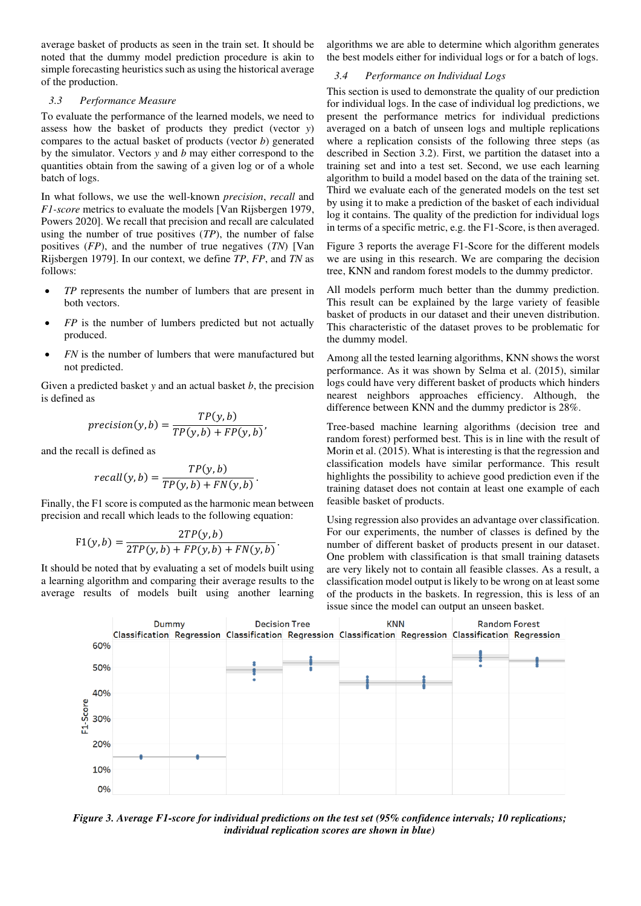average basket of products as seen in the train set. It should be noted that the dummy model prediction procedure is akin to simple forecasting heuristics such as using the historical average of the production.

### 3.3 Performance Measure

To evaluate the performance of the learned models, we need to assess how the basket of products they predict (vector $y$) compares to the actual basket of products (vector $b$) generated by the simulator. Vectors $y$ and $b$ may either correspond to the quantities obtain from the sawing of a given log or of a whole batch of logs.

In what follows, we use the well-known *precision*, *recall* and *F1-score* metrics to evaluate the models [Van Rijsbergen 1979, Powers 2020]. We recall that precision and recall are calculated using the number of true positives (*TP*), the number of false positives (*FP*), and the number of true negatives (*TN*) [Van Rijsbergen 1979]. In our context, we define *TP*, *FP*, and *TN* as follows:

- *TP* represents the number of lumbers that are present in both vectors.
- *FP* is the number of lumbers predicted but not actually produced.
- *FN* is the number of lumbers that were manufactured but not predicted.

Given a predicted basket $y$ and an actual basket $b$, the precision is defined as

$$precision(y, b) = \frac{TP(y, b)}{TP(y, b) + FP(y, b)},$$

and the recall is defined as

$$recall(y, b) = \frac{TP(y, b)}{TP(y, b) + FN(y, b)}.$$

Finally, the F1 score is computed as the harmonic mean between precision and recall which leads to the following equation:

$$\text{F1}(y, b) = \frac{2TP(y, b)}{2TP(y, b) + FP(y, b) + FN(y, b)}.$$

It should be noted that by evaluating a set of models built using a learning algorithm and comparing their average results to the average results of models built using another learning algorithms we are able to determine which algorithm generates the best models either for individual logs or for a batch of logs.

### 3.4 Performance on Individual Logs

This section is used to demonstrate the quality of our prediction for individual logs. In the case of individual log predictions, we present the performance metrics for individual predictions averaged on a batch of unseen logs and multiple replications where a replication consists of the following three steps (as described in Section 3.2). First, we partition the dataset into a training set and into a test set. Second, we use each learning algorithm to build a model based on the data of the training set. Third we evaluate each of the generated models on the test set by using it to make a prediction of the basket of each individual log it contains. The quality of the prediction for individual logs in terms of a specific metric, e.g. the F1-Score, is then averaged.

Figure 3 reports the average F1-Score for the different models we are using in this research. We are comparing the decision tree, KNN and random forest models to the dummy predictor.

All models perform much better than the dummy prediction. This result can be explained by the large variety of feasible basket of products in our dataset and their uneven distribution. This characteristic of the dataset proves to be problematic for the dummy model.

Among all the tested learning algorithms, KNN shows the worst performance. As it was shown by Selma et al. (2015), similar logs could have very different basket of products which hinders nearest neighbors approaches efficiency. Although, the difference between KNN and the dummy predictor is 28%.

Tree-based machine learning algorithms (decision tree and random forest) performed best. This is in line with the result of Morin et al. (2015). What is interesting is that the regression and classification models have similar performance. This result highlights the possibility to achieve good prediction even if the training dataset does not contain at least one example of each feasible basket of products.

Using regression also provides an advantage over classification. For our experiments, the number of classes is defined by the number of different basket of products present in our dataset. One problem with classification is that small training datasets are very likely not to contain all feasible classes. As a result, a classification model output is likely to be wrong on at least some of the products in the baskets. In regression, this is less of an issue since the model can output an unseen basket.

***Figure 3. Average F1-score for individual predictions on the test set (95% confidence intervals; 10 replications; individual replication scores are shown in blue)***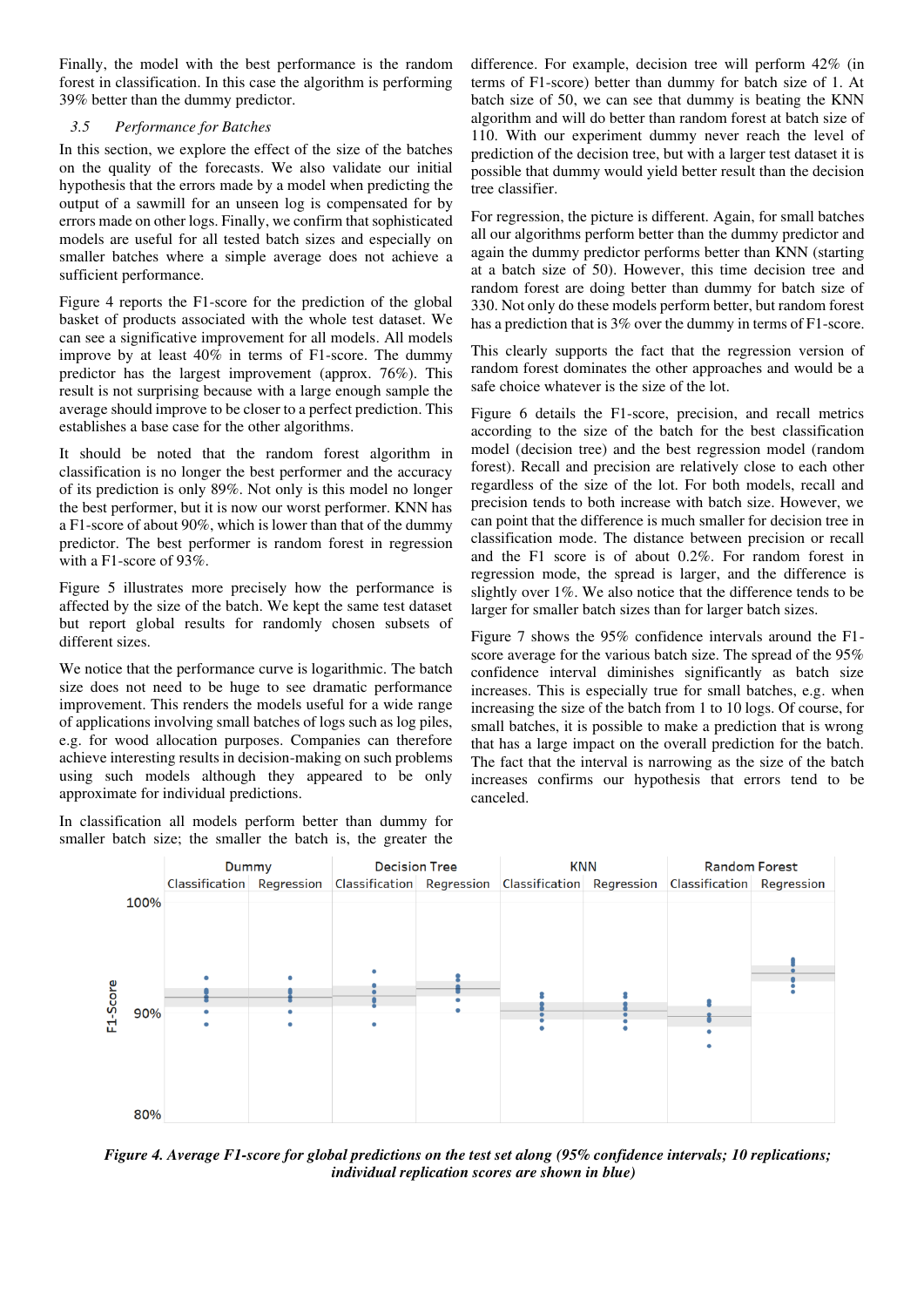Finally, the model with the best performance is the random forest in classification. In this case the algorithm is performing 39% better than the dummy predictor.

### *3.5 Performance for Batches*

In this section, we explore the effect of the size of the batches on the quality of the forecasts. We also validate our initial hypothesis that the errors made by a model when predicting the output of a sawmill for an unseen log is compensated for by errors made on other logs. Finally, we confirm that sophisticated models are useful for all tested batch sizes and especially on smaller batches where a simple average does not achieve a sufficient performance.

Figure 4 reports the F1-score for the prediction of the global basket of products associated with the whole test dataset. We can see a significative improvement for all models. All models improve by at least 40% in terms of F1-score. The dummy predictor has the largest improvement (approx. 76%). This result is not surprising because with a large enough sample the average should improve to be closer to a perfect prediction. This establishes a base case for the other algorithms.

It should be noted that the random forest algorithm in classification is no longer the best performer and the accuracy of its prediction is only 89%. Not only is this model no longer the best performer, but it is now our worst performer. KNN has a F1-score of about 90%, which is lower than that of the dummy predictor. The best performer is random forest in regression with a F1-score of 93%.

Figure 5 illustrates more precisely how the performance is affected by the size of the batch. We kept the same test dataset but report global results for randomly chosen subsets of different sizes.

We notice that the performance curve is logarithmic. The batch size does not need to be huge to see dramatic performance improvement. This renders the models useful for a wide range of applications involving small batches of logs such as log piles, e.g. for wood allocation purposes. Companies can therefore achieve interesting results in decision-making on such problems using such models although they appeared to be only approximate for individual predictions.

In classification all models perform better than dummy for smaller batch size; the smaller the batch is, the greater the difference. For example, decision tree will perform 42% (in terms of F1-score) better than dummy for batch size of 1. At batch size of 50, we can see that dummy is beating the KNN algorithm and will do better than random forest at batch size of 110. With our experiment dummy never reach the level of prediction of the decision tree, but with a larger test dataset it is possible that dummy would yield better result than the decision tree classifier.

For regression, the picture is different. Again, for small batches all our algorithms perform better than the dummy predictor and again the dummy predictor performs better than KNN (starting at a batch size of 50). However, this time decision tree and random forest are doing better than dummy for batch size of 330. Not only do these models perform better, but random forest has a prediction that is 3% over the dummy in terms of F1-score.

This clearly supports the fact that the regression version of random forest dominates the other approaches and would be a safe choice whatever is the size of the lot.

Figure 6 details the F1-score, precision, and recall metrics according to the size of the batch for the best classification model (decision tree) and the best regression model (random forest). Recall and precision are relatively close to each other regardless of the size of the lot. For both models, recall and precision tends to both increase with batch size. However, we can point that the difference is much smaller for decision tree in classification mode. The distance between precision or recall and the F1 score is of about 0.2%. For random forest in regression mode, the spread is larger, and the difference is slightly over 1%. We also notice that the difference tends to be larger for smaller batch sizes than for larger batch sizes.

Figure 7 shows the 95% confidence intervals around the F1-score average for the various batch size. The spread of the 95% confidence interval diminishes significantly as batch size increases. This is especially true for small batches, e.g. when increasing the size of the batch from 1 to 10 logs. Of course, for small batches, it is possible to make a prediction that is wrong that has a large impact on the overall prediction for the batch. The fact that the interval is narrowing as the size of the batch increases confirms our hypothesis that errors tend to be canceled.

***Figure 4. Average F1-score for global predictions on the test set along (95% confidence intervals; 10 replications; individual replication scores are shown in blue)***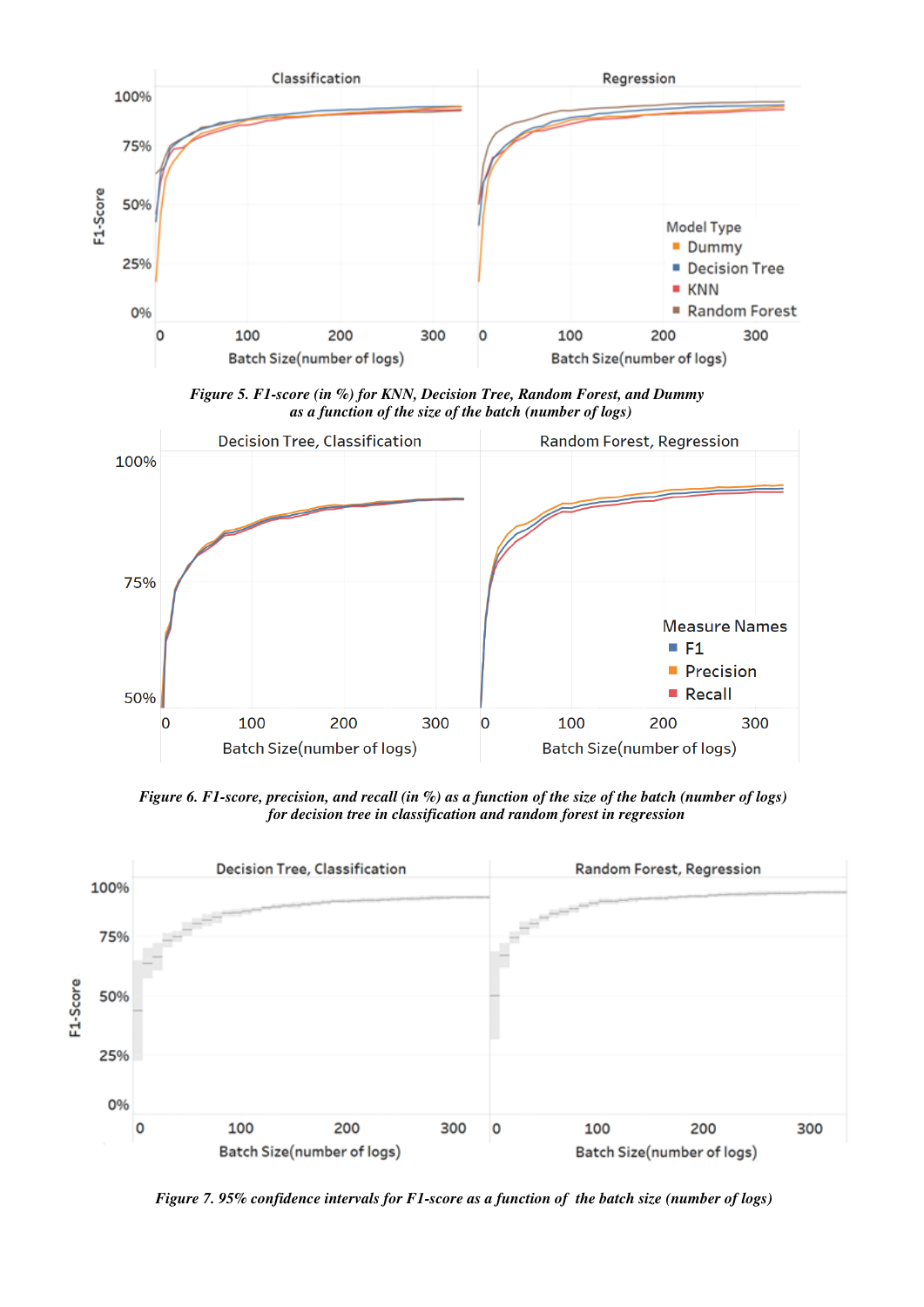*Figure 5. F1-score (in %) for KNN, Decision Tree, Random Forest, and Dummy as a function of the size of the batch (number of logs)*

*Figure 6. F1-score, precision, and recall (in %) as a function of the size of the batch (number of logs) for decision tree in classification and random forest in regression*

*Figure 7. 95% confidence intervals for F1-score as a function of the batch size (number of logs)*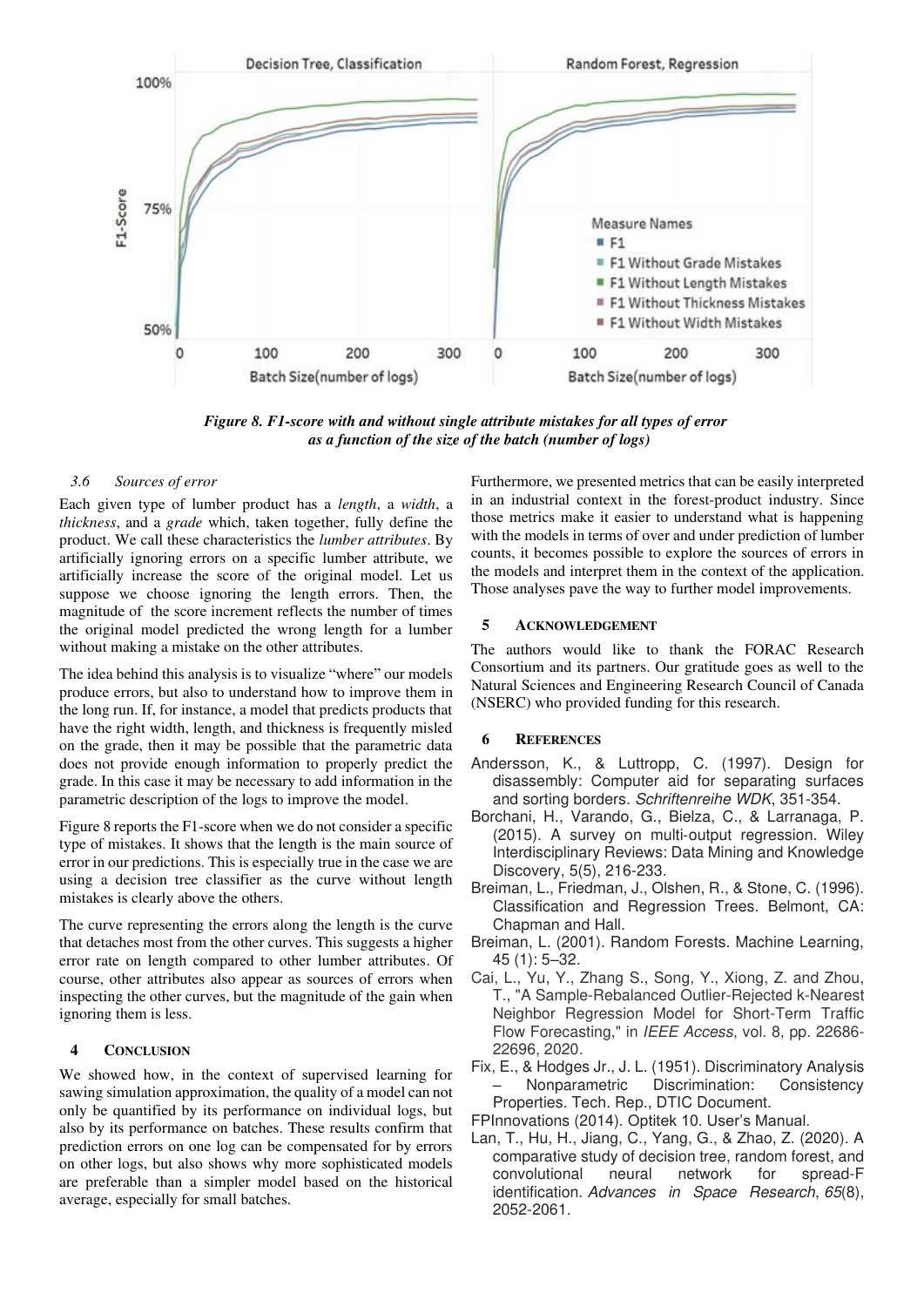*Figure 8. F1-score with and without single attribute mistakes for all types of error as a function of the size of the batch (number of logs)*

### 3.6 Sources of error

Each given type of lumber product has a *length*, a *width*, a *thickness*, and a *grade* which, taken together, fully define the product. We call these characteristics the *lumber attributes*. By artificially ignoring errors on a specific lumber attribute, we artificially increase the score of the original model. Let us suppose we choose ignoring the length errors. Then, the magnitude of the score increment reflects the number of times the original model predicted the wrong length for a lumber without making a mistake on the other attributes.

The idea behind this analysis is to visualize "where" our models produce errors, but also to understand how to improve them in the long run. If, for instance, a model that predicts products that have the right width, length, and thickness is frequently misled on the grade, then it may be possible that the parametric data does not provide enough information to properly predict the grade. In this case it may be necessary to add information in the parametric description of the logs to improve the model.

Figure 8 reports the F1-score when we do not consider a specific type of mistakes. It shows that the length is the main source of error in our predictions. This is especially true in the case we are using a decision tree classifier as the curve without length mistakes is clearly above the others.

The curve representing the errors along the length is the curve that detaches most from the other curves. This suggests a higher error rate on length compared to other lumber attributes. Of course, other attributes also appear as sources of errors when inspecting the other curves, but the magnitude of the gain when ignoring them is less.

## 4 Conclusion

We showed how, in the context of supervised learning for sawing simulation approximation, the quality of a model can not only be quantified by its performance on individual logs, but also by its performance on batches. These results confirm that prediction errors on one log can be compensated for by errors on other logs, but also shows why more sophisticated models are preferable than a simpler model based on the historical average, especially for small batches.

Furthermore, we presented metrics that can be easily interpreted in an industrial context in the forest-product industry. Since those metrics make it easier to understand what is happening with the models in terms of over and under prediction of lumber counts, it becomes possible to explore the sources of errors in the models and interpret them in the context of the application. Those analyses pave the way to further model improvements.

## 5 Acknowledgement

The authors would like to thank the FORAC Research Consortium and its partners. Our gratitude goes as well to the Natural Sciences and Engineering Research Council of Canada (NSERC) who provided funding for this research.

## 6 References

Andersson, K., & Luttropp, C. (1997). Design for disassembly: Computer aid for separating surfaces and sorting borders. *Schriftenreihe WDK*, 351-354.

Borchani, H., Varando, G., Bielza, C., & Larranaga, P. (2015). A survey on multi-output regression. Wiley Interdisciplinary Reviews: Data Mining and Knowledge Discovery, 5(5), 216-233.

Breiman, L., Friedman, J., Olshen, R., & Stone, C. (1996). Classification and Regression Trees. Belmont, CA: Chapman and Hall.

Breiman, L. (2001). Random Forests. Machine Learning, 45 (1): 5–32.

Cai, L., Yu, Y., Zhang S., Song, Y., Xiong, Z. and Zhou, T., "A Sample-Rebalanced Outlier-Rejected k-Nearest Neighbor Regression Model for Short-Term Traffic Flow Forecasting," in *IEEE Access*, vol. 8, pp. 22686-22696, 2020.

Fix, E., & Hodges Jr., J. L. (1951). Discriminatory Analysis – Nonparametric Discrimination: Consistency Properties. Tech. Rep., DTIC Document.

FPInnovations (2014). Optitek 10. User's Manual.

Lan, T., Hu, H., Jiang, C., Yang, G., & Zhao, Z. (2020). A comparative study of decision tree, random forest, and convolutional neural network for spread-F identification. *Advances in Space Research*, *65*(8), 2052-2061.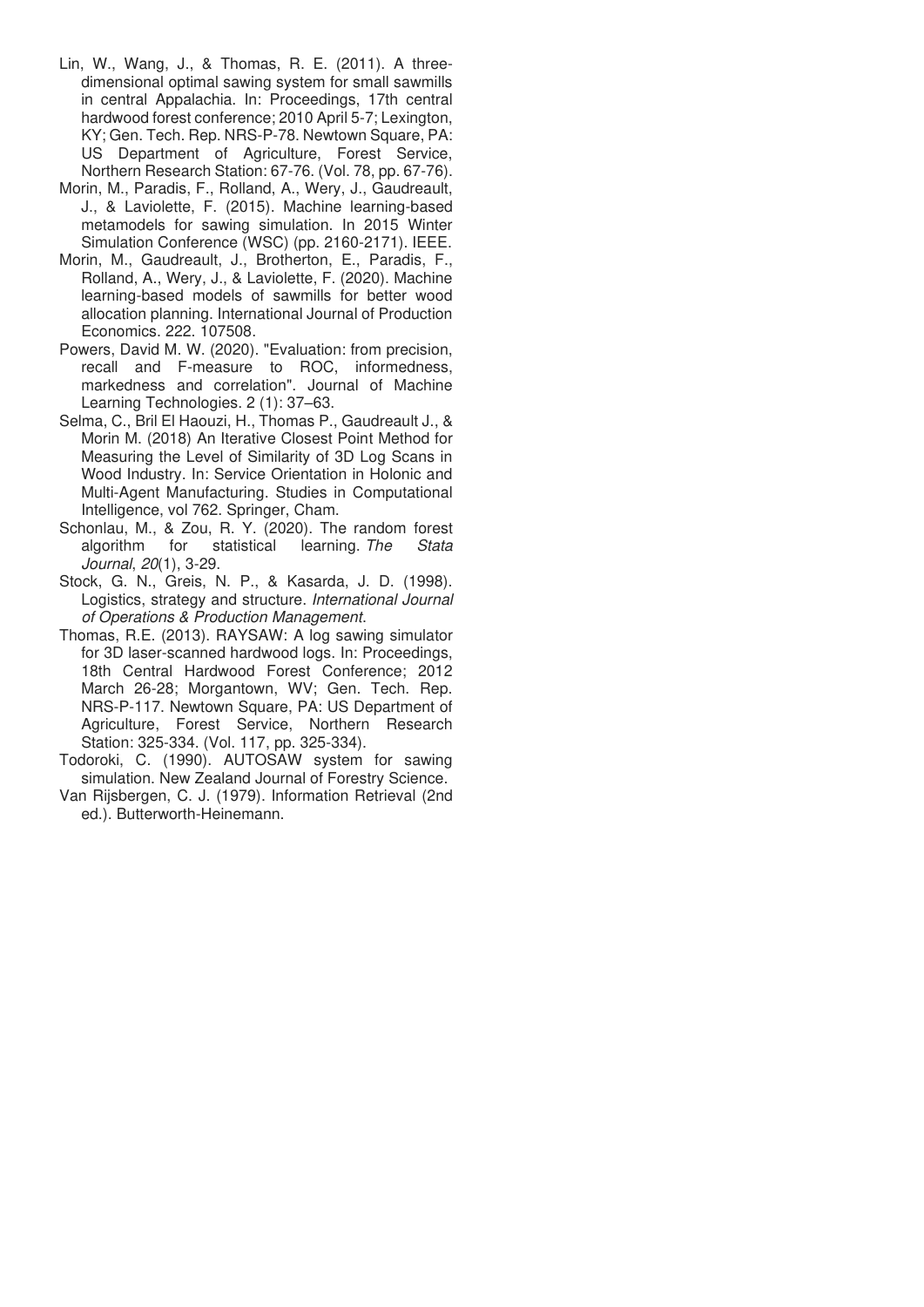Lin, W., Wang, J., & Thomas, R. E. (2011). A three-dimensional optimal sawing system for small sawmills in central Appalachia. In: Proceedings, 17th central hardwood forest conference; 2010 April 5-7; Lexington, KY; Gen. Tech. Rep. NRS-P-78. Newtown Square, PA: US Department of Agriculture, Forest Service, Northern Research Station: 67-76. (Vol. 78, pp. 67-76).

Morin, M., Paradis, F., Rolland, A., Wery, J., Gaudreault, J., & Laviolette, F. (2015). Machine learning-based metamodels for sawing simulation. In 2015 Winter Simulation Conference (WSC) (pp. 2160-2171). IEEE.

Morin, M., Gaudreault, J., Brotherton, E., Paradis, F., Rolland, A., Wery, J., & Laviolette, F. (2020). Machine learning-based models of sawmills for better wood allocation planning. International Journal of Production Economics. 222. 107508.

Powers, David M. W. (2020). "Evaluation: from precision, recall and F-measure to ROC, informedness, markedness and correlation". Journal of Machine Learning Technologies. 2 (1): 37–63.

Selma, C., Bril El Haouzi, H., Thomas P., Gaudreault J., & Morin M. (2018) An Iterative Closest Point Method for Measuring the Level of Similarity of 3D Log Scans in Wood Industry. In: Service Orientation in Holonic and Multi-Agent Manufacturing. Studies in Computational Intelligence, vol 762. Springer, Cham.

Schonlau, M., & Zou, R. Y. (2020). The random forest algorithm for statistical learning. *The Stata Journal*, *20*(1), 3-29.

Stock, G. N., Greis, N. P., & Kasarda, J. D. (1998). Logistics, strategy and structure. *International Journal of Operations & Production Management*.

Thomas, R.E. (2013). RAYSAW: A log sawing simulator for 3D laser-scanned hardwood logs. In: Proceedings, 18th Central Hardwood Forest Conference; 2012 March 26-28; Morgantown, WV; Gen. Tech. Rep. NRS-P-117. Newtown Square, PA: US Department of Agriculture, Forest Service, Northern Research Station: 325-334. (Vol. 117, pp. 325-334).

Todoroki, C. (1990). AUTOSAW system for sawing simulation. New Zealand Journal of Forestry Science.

Van Rijsbergen, C. J. (1979). Information Retrieval (2nd ed.). Butterworth-Heinemann.